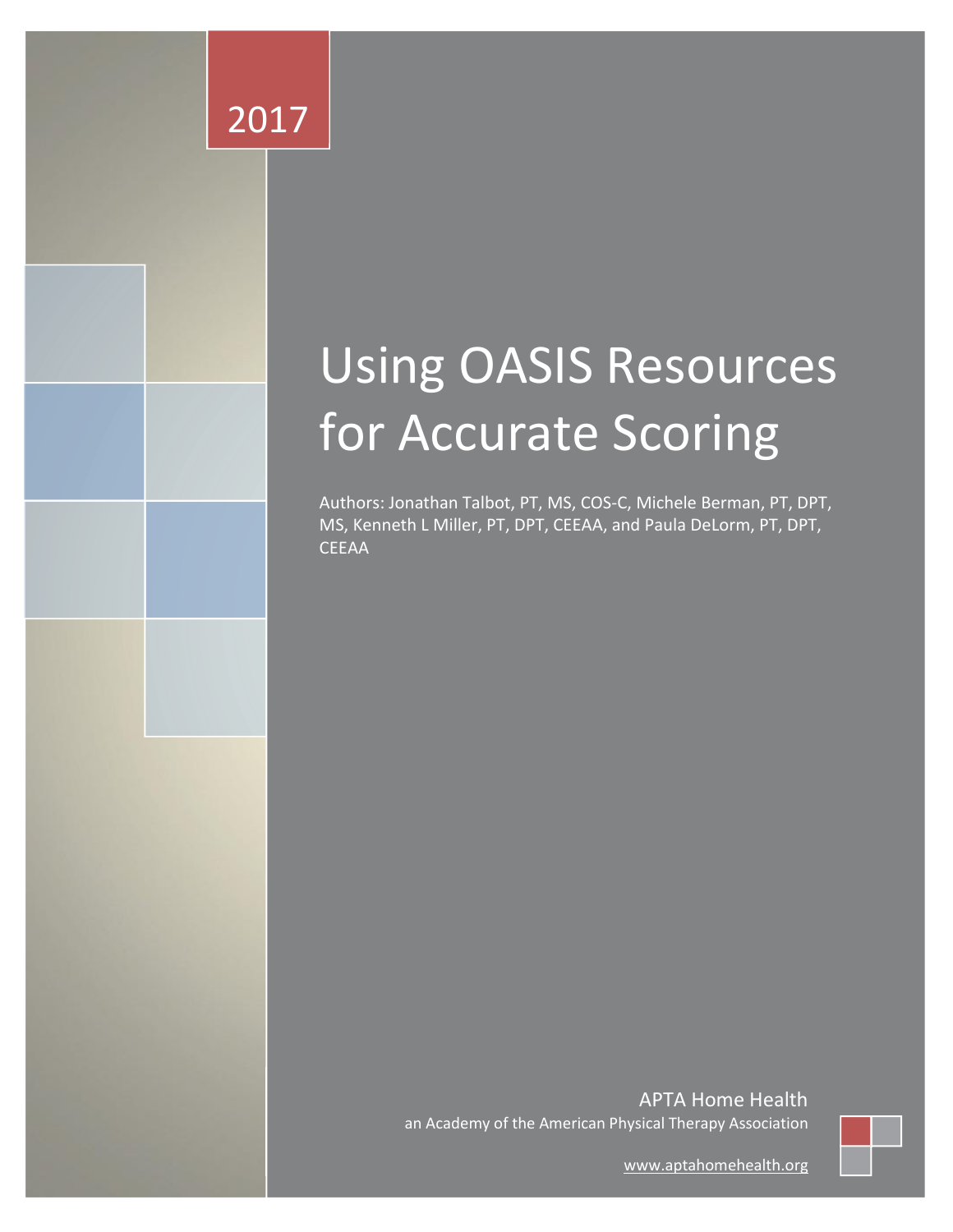2017

# Using OASIS Resources for Accurate Scoring

Authors: Jonathan Talbot, PT, MS, COS-C, Michele Berman, PT, DPT, MS, Kenneth L Miller, PT, DPT, CEEAA, and Paula DeLorm, PT, DPT, CEEAA

APTA Home Health

an Academy of the American Physical Therapy Association

www.aptahomehealth.org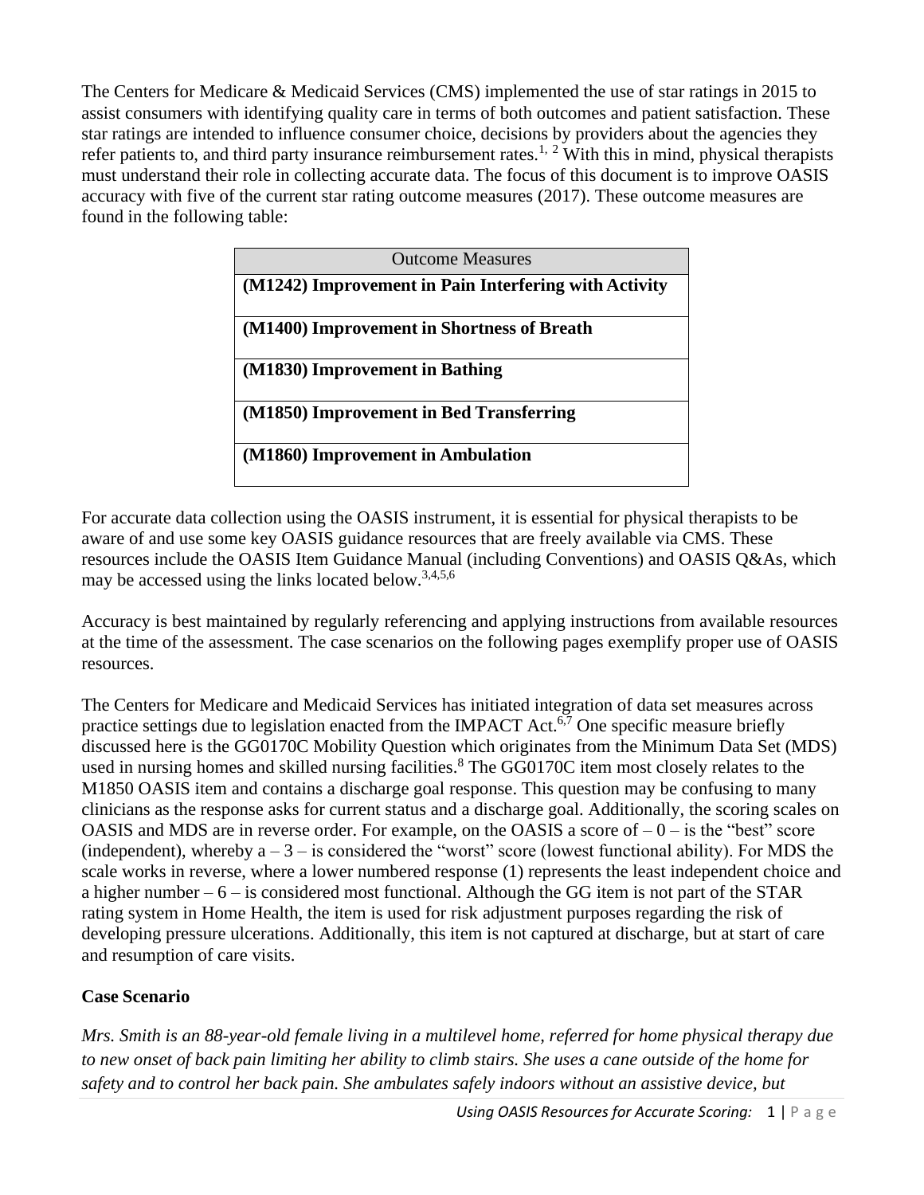The Centers for Medicare & Medicaid Services (CMS) implemented the use of star ratings in 2015 to assist consumers with identifying quality care in terms of both outcomes and patient satisfaction. These star ratings are intended to influence consumer choice, decisions by providers about the agencies they refer patients to, and third party insurance reimbursement rates.[1, 2] With this in mind, physical therapists must understand their role in collecting accurate data. The focus of this document is to improve OASIS accuracy with five of the current star rating outcome measures (2017). These outcome measures are found in the following table:

| Outcome Measures |
| --- |
| **(M1242) Improvement in Pain Interfering with Activity** |
| **(M1400) Improvement in Shortness of Breath** |
| **(M1830) Improvement in Bathing** |
| **(M1850) Improvement in Bed Transferring** |
| **(M1860) Improvement in Ambulation** |

For accurate data collection using the OASIS instrument, it is essential for physical therapists to be aware of and use some key OASIS guidance resources that are freely available via CMS. These resources include the OASIS Item Guidance Manual (including Conventions) and OASIS Q&As, which may be accessed using the links located below.[3,4,5,6]

Accuracy is best maintained by regularly referencing and applying instructions from available resources at the time of the assessment. The case scenarios on the following pages exemplify proper use of OASIS resources.

The Centers for Medicare and Medicaid Services has initiated integration of data set measures across practice settings due to legislation enacted from the IMPACT Act.[6,7] One specific measure briefly discussed here is the GG0170C Mobility Question which originates from the Minimum Data Set (MDS) used in nursing homes and skilled nursing facilities.[8] The GG0170C item most closely relates to the M1850 OASIS item and contains a discharge goal response. This question may be confusing to many clinicians as the response asks for current status and a discharge goal. Additionally, the scoring scales on OASIS and MDS are in reverse order. For example, on the OASIS a score of – 0 – is the "best" score (independent), whereby a – 3 – is considered the "worst" score (lowest functional ability). For MDS the scale works in reverse, where a lower numbered response (1) represents the least independent choice and a higher number – 6 – is considered most functional. Although the GG item is not part of the STAR rating system in Home Health, the item is used for risk adjustment purposes regarding the risk of developing pressure ulcerations. Additionally, this item is not captured at discharge, but at start of care and resumption of care visits.

**Case Scenario**

*Mrs. Smith is an 88-year-old female living in a multilevel home, referred for home physical therapy due to new onset of back pain limiting her ability to climb stairs. She uses a cane outside of the home for safety and to control her back pain. She ambulates safely indoors without an assistive device, but*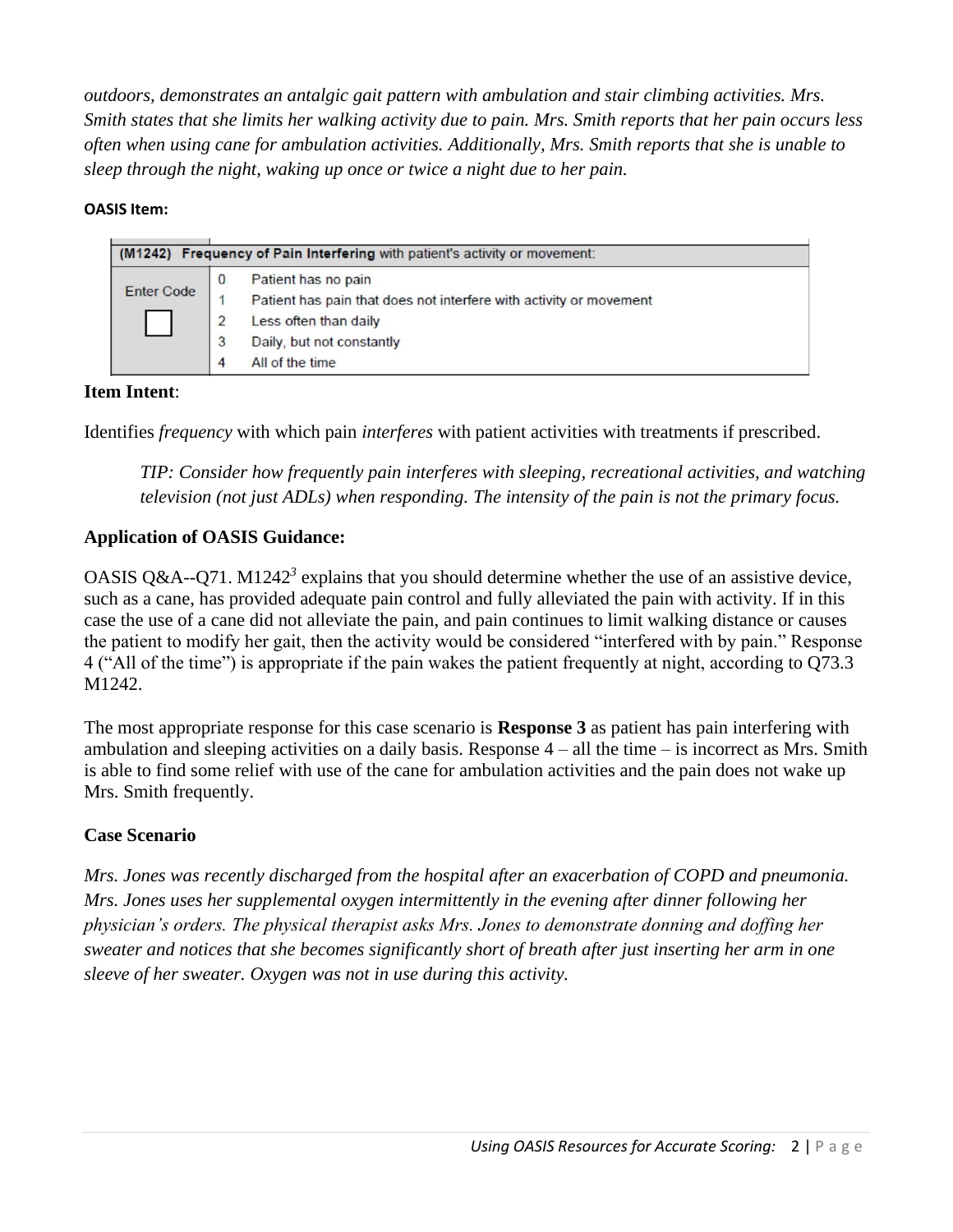*outdoors, demonstrates an antalgic gait pattern with ambulation and stair climbing activities. Mrs. Smith states that she limits her walking activity due to pain. Mrs. Smith reports that her pain occurs less often when using cane for ambulation activities. Additionally, Mrs. Smith reports that she is unable to sleep through the night, waking up once or twice a night due to her pain.*

**OASIS Item:**

| (M1242) Frequency of Pain Interfering with patient's activity or movement: | | |
|---|---|---|
| Enter Code | 0 | Patient has no pain |
| | 1 | Patient has pain that does not interfere with activity or movement |
| | 2 | Less often than daily |
| | 3 | Daily, but not constantly |
| | 4 | All of the time |

**Item Intent**:

Identifies *frequency* with which pain *interferes* with patient activities with treatments if prescribed.

> *TIP: Consider how frequently pain interferes with sleeping, recreational activities, and watching television (not just ADLs) when responding. The intensity of the pain is not the primary focus.*

**Application of OASIS Guidance:**

OASIS Q&A--Q71. M1242[3] explains that you should determine whether the use of an assistive device, such as a cane, has provided adequate pain control and fully alleviated the pain with activity. If in this case the use of a cane did not alleviate the pain, and pain continues to limit walking distance or causes the patient to modify her gait, then the activity would be considered "interfered with by pain." Response 4 ("All of the time") is appropriate if the pain wakes the patient frequently at night, according to Q73.3 M1242.

The most appropriate response for this case scenario is **Response 3** as patient has pain interfering with ambulation and sleeping activities on a daily basis. Response 4 – all the time – is incorrect as Mrs. Smith is able to find some relief with use of the cane for ambulation activities and the pain does not wake up Mrs. Smith frequently.

**Case Scenario**

*Mrs. Jones was recently discharged from the hospital after an exacerbation of COPD and pneumonia. Mrs. Jones uses her supplemental oxygen intermittently in the evening after dinner following her physician's orders. The physical therapist asks Mrs. Jones to demonstrate donning and doffing her sweater and notices that she becomes significantly short of breath after just inserting her arm in one sleeve of her sweater. Oxygen was not in use during this activity.*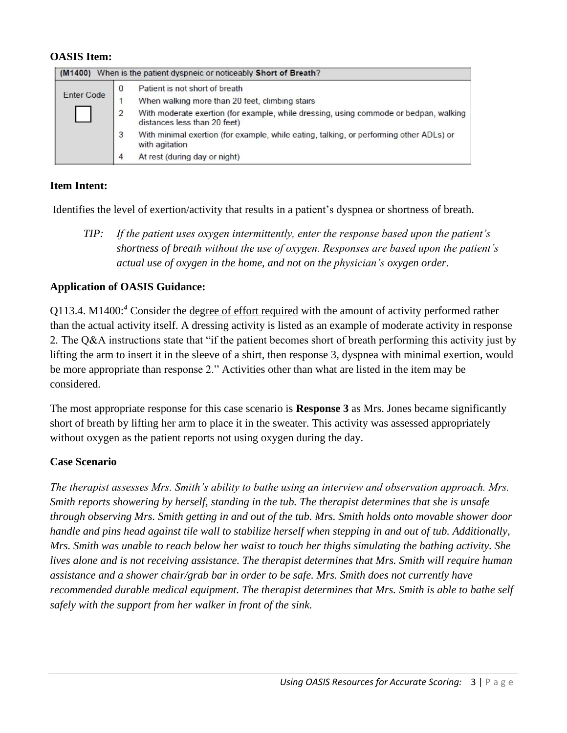**OASIS Item:**

| (M1400) When is the patient dyspneic or noticeably **Short of Breath**? | | |
|---|---|---|
| Enter Code | 0 | Patient is not short of breath |
| | 1 | When walking more than 20 feet, climbing stairs |
| | 2 | With moderate exertion (for example, while dressing, using commode or bedpan, walking distances less than 20 feet) |
| | 3 | With minimal exertion (for example, while eating, talking, or performing other ADLs) or with agitation |
| | 4 | At rest (during day or night) |

**Item Intent:**

Identifies the level of exertion/activity that results in a patient's dyspnea or shortness of breath.

> *TIP: If the patient uses oxygen intermittently, enter the response based upon the patient's shortness of breath without the use of oxygen. Responses are based upon the patient's actual use of oxygen in the home, and not on the physician's oxygen order.*

**Application of OASIS Guidance:**

Q113.4. M1400:[4] Consider the degree of effort required with the amount of activity performed rather than the actual activity itself. A dressing activity is listed as an example of moderate activity in response 2. The Q&A instructions state that "if the patient becomes short of breath performing this activity just by lifting the arm to insert it in the sleeve of a shirt, then response 3, dyspnea with minimal exertion, would be more appropriate than response 2." Activities other than what are listed in the item may be considered.

The most appropriate response for this case scenario is **Response 3** as Mrs. Jones became significantly short of breath by lifting her arm to place it in the sweater. This activity was assessed appropriately without oxygen as the patient reports not using oxygen during the day.

**Case Scenario**

*The therapist assesses Mrs. Smith's ability to bathe using an interview and observation approach. Mrs. Smith reports showering by herself, standing in the tub. The therapist determines that she is unsafe through observing Mrs. Smith getting in and out of the tub. Mrs. Smith holds onto movable shower door handle and pins head against tile wall to stabilize herself when stepping in and out of tub. Additionally, Mrs. Smith was unable to reach below her waist to touch her thighs simulating the bathing activity. She lives alone and is not receiving assistance. The therapist determines that Mrs. Smith will require human assistance and a shower chair/grab bar in order to be safe. Mrs. Smith does not currently have recommended durable medical equipment. The therapist determines that Mrs. Smith is able to bathe self safely with the support from her walker in front of the sink.*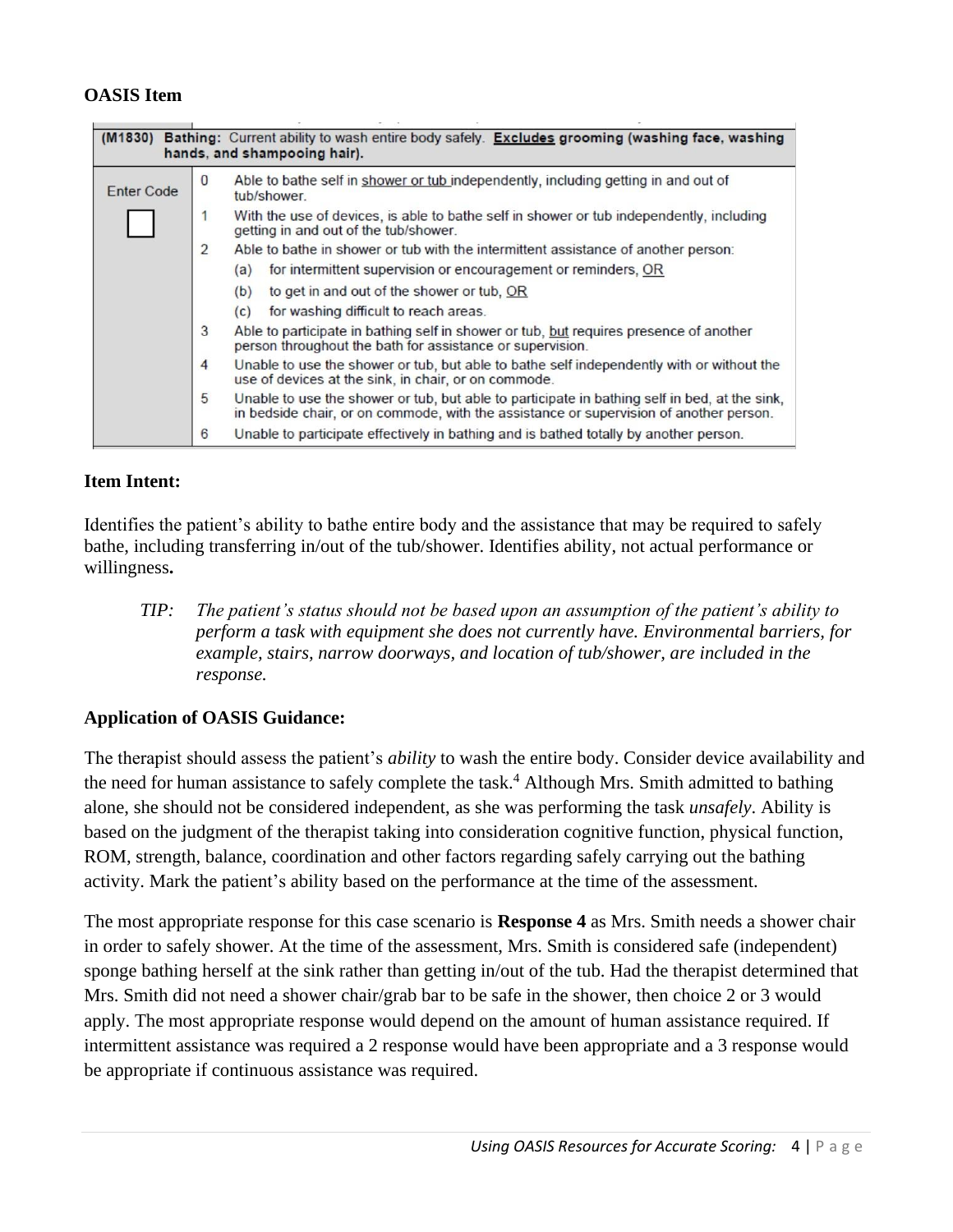**OASIS Item**

| (M1830) Bathing: Current ability to wash entire body safely. **Excludes** grooming (washing face, washing hands, and shampooing hair). | | |
|---|---|---|
| Enter Code ☐ | 0 | Able to bathe self in shower or tub independently, including getting in and out of tub/shower. |
| | 1 | With the use of devices, is able to bathe self in shower or tub independently, including getting in and out of the tub/shower. |
| | 2 | Able to bathe in shower or tub with the intermittent assistance of another person:<br>(a) for intermittent supervision or encouragement or reminders, OR<br>(b) to get in and out of the shower or tub, OR<br>(c) for washing difficult to reach areas. |
| | 3 | Able to participate in bathing self in shower or tub, but requires presence of another person throughout the bath for assistance or supervision. |
| | 4 | Unable to use the shower or tub, but able to bathe self independently with or without the use of devices at the sink, in chair, or on commode. |
| | 5 | Unable to use the shower or tub, but able to participate in bathing self in bed, at the sink, in bedside chair, or on commode, with the assistance or supervision of another person. |
| | 6 | Unable to participate effectively in bathing and is bathed totally by another person. |

**Item Intent:**

Identifies the patient's ability to bathe entire body and the assistance that may be required to safely bathe, including transferring in/out of the tub/shower. Identifies ability, not actual performance or willingness**.**

> *TIP:* *The patient's status should not be based upon an assumption of the patient's ability to perform a task with equipment she does not currently have. Environmental barriers, for example, stairs, narrow doorways, and location of tub/shower, are included in the response.*

**Application of OASIS Guidance:**

The therapist should assess the patient's *ability* to wash the entire body. Consider device availability and the need for human assistance to safely complete the task.[4] Although Mrs. Smith admitted to bathing alone, she should not be considered independent, as she was performing the task *unsafely*. Ability is based on the judgment of the therapist taking into consideration cognitive function, physical function, ROM, strength, balance, coordination and other factors regarding safely carrying out the bathing activity. Mark the patient's ability based on the performance at the time of the assessment.

The most appropriate response for this case scenario is **Response 4** as Mrs. Smith needs a shower chair in order to safely shower. At the time of the assessment, Mrs. Smith is considered safe (independent) sponge bathing herself at the sink rather than getting in/out of the tub. Had the therapist determined that Mrs. Smith did not need a shower chair/grab bar to be safe in the shower, then choice 2 or 3 would apply. The most appropriate response would depend on the amount of human assistance required. If intermittent assistance was required a 2 response would have been appropriate and a 3 response would be appropriate if continuous assistance was required.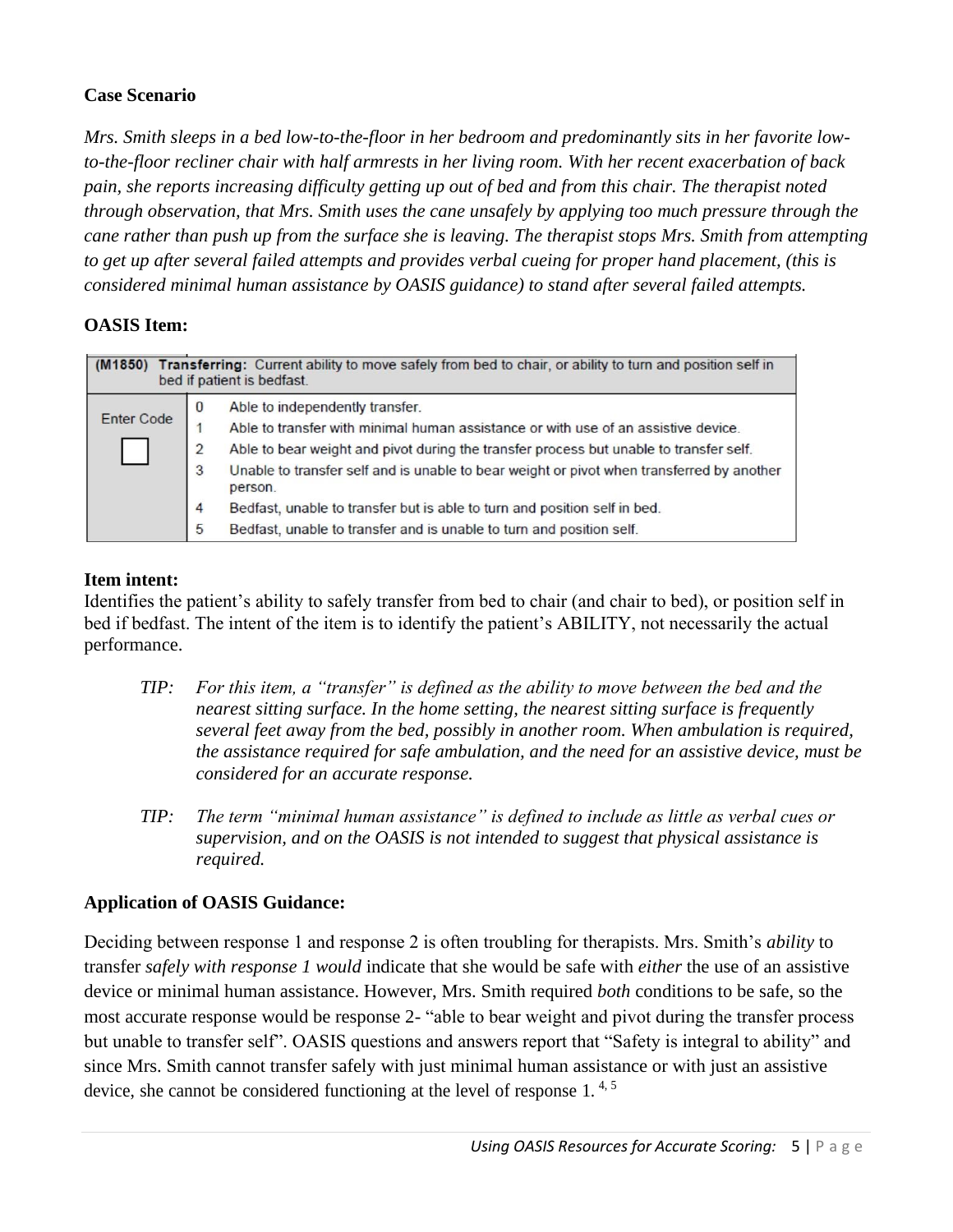**Case Scenario**

*Mrs. Smith sleeps in a bed low-to-the-floor in her bedroom and predominantly sits in her favorite low-to-the-floor recliner chair with half armrests in her living room. With her recent exacerbation of back pain, she reports increasing difficulty getting up out of bed and from this chair. The therapist noted through observation, that Mrs. Smith uses the cane unsafely by applying too much pressure through the cane rather than push up from the surface she is leaving. The therapist stops Mrs. Smith from attempting to get up after several failed attempts and provides verbal cueing for proper hand placement, (this is considered minimal human assistance by OASIS guidance) to stand after several failed attempts.*

**OASIS Item:**

| **(M1850) Transferring:** Current ability to move safely from bed to chair, or ability to turn and position self in bed if patient is bedfast. | | |
|---|---|---|
| Enter Code ☐ | 0 | Able to independently transfer. |
| | 1 | Able to transfer with minimal human assistance or with use of an assistive device. |
| | 2 | Able to bear weight and pivot during the transfer process but unable to transfer self. |
| | 3 | Unable to transfer self and is unable to bear weight or pivot when transferred by another person. |
| | 4 | Bedfast, unable to transfer but is able to turn and position self in bed. |
| | 5 | Bedfast, unable to transfer and is unable to turn and position self. |

**Item intent:**

Identifies the patient's ability to safely transfer from bed to chair (and chair to bed), or position self in bed if bedfast. The intent of the item is to identify the patient's ABILITY, not necessarily the actual performance.

> *TIP: For this item, a "transfer" is defined as the ability to move between the bed and the nearest sitting surface. In the home setting, the nearest sitting surface is frequently several feet away from the bed, possibly in another room. When ambulation is required, the assistance required for safe ambulation, and the need for an assistive device, must be considered for an accurate response.*

> *TIP: The term "minimal human assistance" is defined to include as little as verbal cues or supervision, and on the OASIS is not intended to suggest that physical assistance is required.*

**Application of OASIS Guidance:**

Deciding between response 1 and response 2 is often troubling for therapists. Mrs. Smith's *ability* to transfer *safely with response 1 would* indicate that she would be safe with *either* the use of an assistive device or minimal human assistance. However, Mrs. Smith required *both* conditions to be safe, so the most accurate response would be response 2- "able to bear weight and pivot during the transfer process but unable to transfer self". OASIS questions and answers report that "Safety is integral to ability" and since Mrs. Smith cannot transfer safely with just minimal human assistance or with just an assistive device, she cannot be considered functioning at the level of response 1. [4, 5]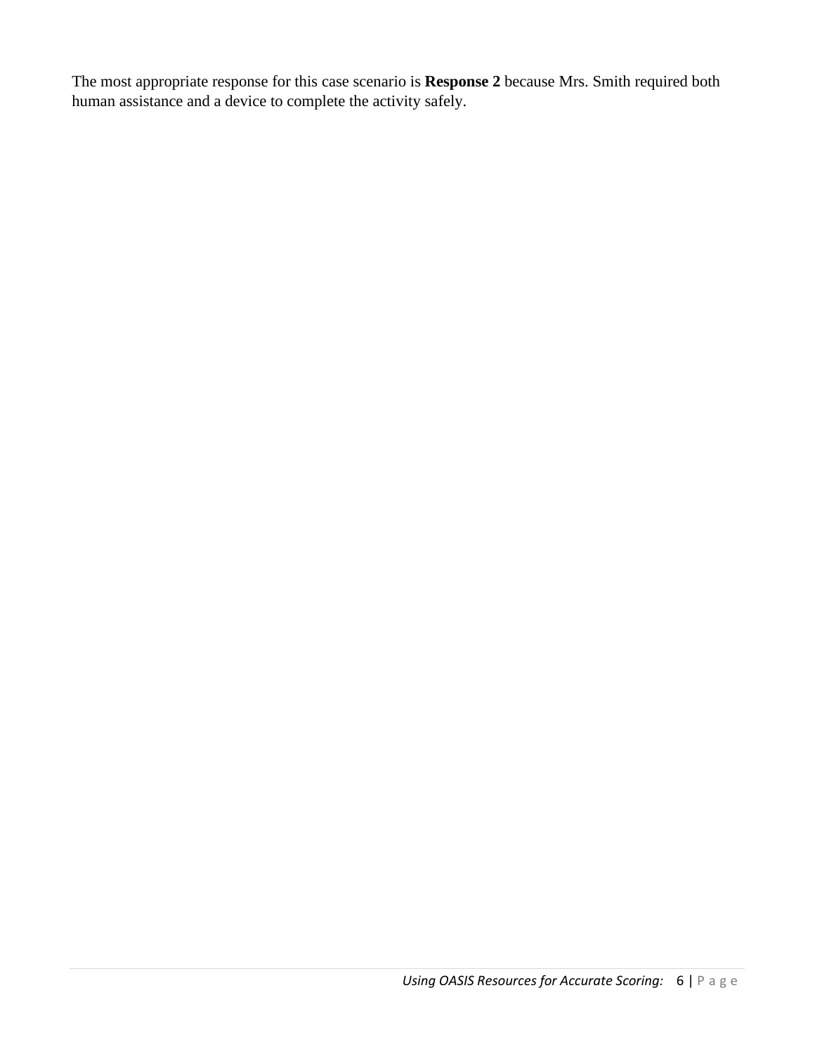The most appropriate response for this case scenario is **Response 2** because Mrs. Smith required both human assistance and a device to complete the activity safely.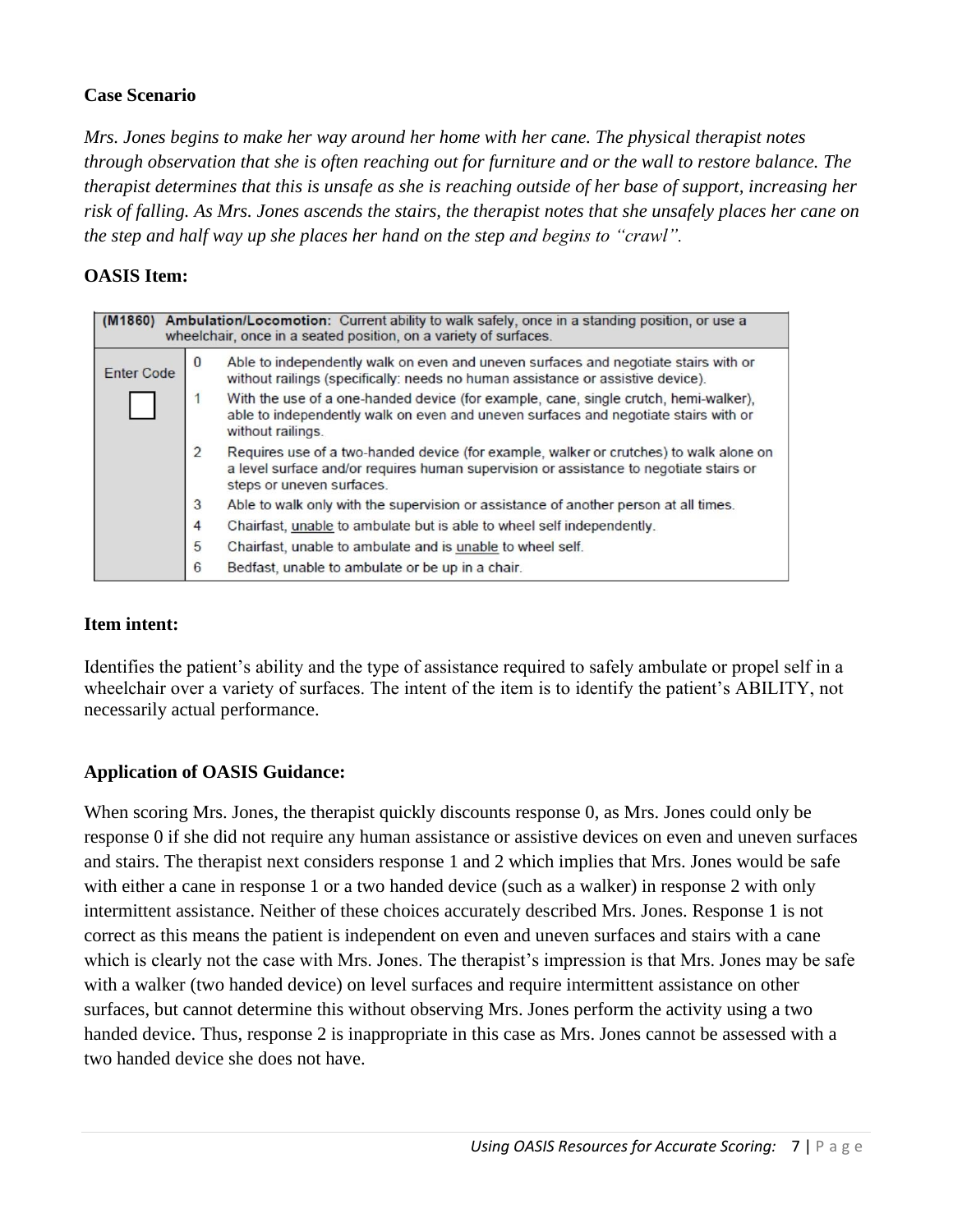**Case Scenario**

*Mrs. Jones begins to make her way around her home with her cane. The physical therapist notes through observation that she is often reaching out for furniture and or the wall to restore balance. The therapist determines that this is unsafe as she is reaching outside of her base of support, increasing her risk of falling. As Mrs. Jones ascends the stairs, the therapist notes that she unsafely places her cane on the step and half way up she places her hand on the step and begins to "crawl".*

**OASIS Item:**

| (M1860) Ambulation/Locomotion: Current ability to walk safely, once in a standing position, or use a wheelchair, once in a seated position, on a variety of surfaces. | | |
|---|---|---|
| Enter Code ☐ | 0 | Able to independently walk on even and uneven surfaces and negotiate stairs with or without railings (specifically: needs no human assistance or assistive device). |
| | 1 | With the use of a one-handed device (for example, cane, single crutch, hemi-walker), able to independently walk on even and uneven surfaces and negotiate stairs with or without railings. |
| | 2 | Requires use of a two-handed device (for example, walker or crutches) to walk alone on a level surface and/or requires human supervision or assistance to negotiate stairs or steps or uneven surfaces. |
| | 3 | Able to walk only with the supervision or assistance of another person at all times. |
| | 4 | Chairfast, unable to ambulate but is able to wheel self independently. |
| | 5 | Chairfast, unable to ambulate and is unable to wheel self. |
| | 6 | Bedfast, unable to ambulate or be up in a chair. |

**Item intent:**

Identifies the patient's ability and the type of assistance required to safely ambulate or propel self in a wheelchair over a variety of surfaces. The intent of the item is to identify the patient's ABILITY, not necessarily actual performance.

**Application of OASIS Guidance:**

When scoring Mrs. Jones, the therapist quickly discounts response 0, as Mrs. Jones could only be response 0 if she did not require any human assistance or assistive devices on even and uneven surfaces and stairs. The therapist next considers response 1 and 2 which implies that Mrs. Jones would be safe with either a cane in response 1 or a two handed device (such as a walker) in response 2 with only intermittent assistance. Neither of these choices accurately described Mrs. Jones. Response 1 is not correct as this means the patient is independent on even and uneven surfaces and stairs with a cane which is clearly not the case with Mrs. Jones. The therapist's impression is that Mrs. Jones may be safe with a walker (two handed device) on level surfaces and require intermittent assistance on other surfaces, but cannot determine this without observing Mrs. Jones perform the activity using a two handed device. Thus, response 2 is inappropriate in this case as Mrs. Jones cannot be assessed with a two handed device she does not have.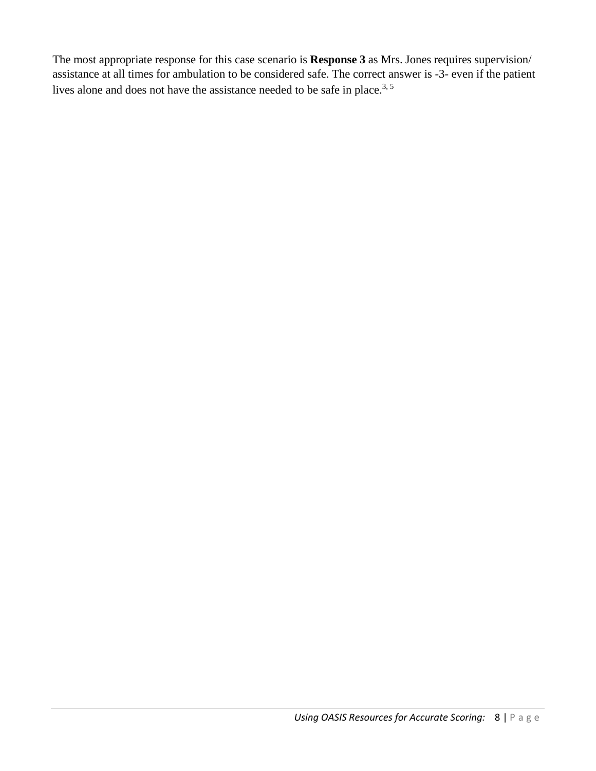The most appropriate response for this case scenario is **Response 3** as Mrs. Jones requires supervision/ assistance at all times for ambulation to be considered safe. The correct answer is -3- even if the patient lives alone and does not have the assistance needed to be safe in place.[3, 5]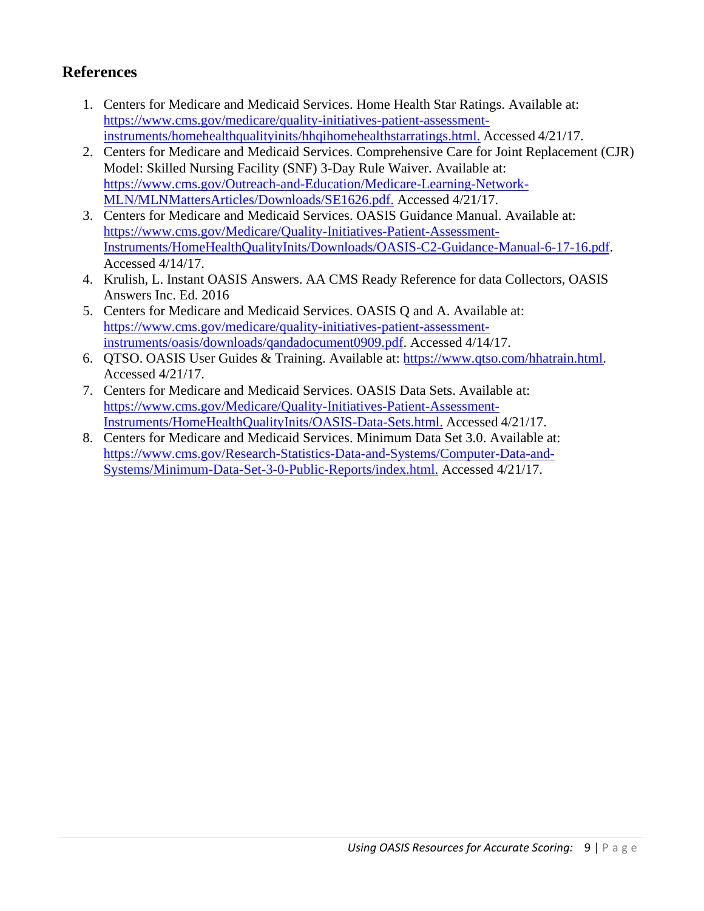## References

1. Centers for Medicare and Medicaid Services. Home Health Star Ratings. Available at: https://www.cms.gov/medicare/quality-initiatives-patient-assessment-instruments/homehealthqualityinits/hhqihomehealthstarratings.html. Accessed 4/21/17.
2. Centers for Medicare and Medicaid Services. Comprehensive Care for Joint Replacement (CJR) Model: Skilled Nursing Facility (SNF) 3-Day Rule Waiver. Available at: https://www.cms.gov/Outreach-and-Education/Medicare-Learning-Network-MLN/MLNMattersArticles/Downloads/SE1626.pdf. Accessed 4/21/17.
3. Centers for Medicare and Medicaid Services. OASIS Guidance Manual. Available at: https://www.cms.gov/Medicare/Quality-Initiatives-Patient-Assessment-Instruments/HomeHealthQualityInits/Downloads/OASIS-C2-Guidance-Manual-6-17-16.pdf. Accessed 4/14/17.
4. Krulish, L. Instant OASIS Answers. AA CMS Ready Reference for data Collectors, OASIS Answers Inc. Ed. 2016
5. Centers for Medicare and Medicaid Services. OASIS Q and A. Available at: https://www.cms.gov/medicare/quality-initiatives-patient-assessment-instruments/oasis/downloads/qandadocument0909.pdf. Accessed 4/14/17.
6. QTSO. OASIS User Guides & Training. Available at: https://www.qtso.com/hhatrain.html. Accessed 4/21/17.
7. Centers for Medicare and Medicaid Services. OASIS Data Sets. Available at: https://www.cms.gov/Medicare/Quality-Initiatives-Patient-Assessment-Instruments/HomeHealthQualityInits/OASIS-Data-Sets.html. Accessed 4/21/17.
8. Centers for Medicare and Medicaid Services. Minimum Data Set 3.0. Available at: https://www.cms.gov/Research-Statistics-Data-and-Systems/Computer-Data-and-Systems/Minimum-Data-Set-3-0-Public-Reports/index.html. Accessed 4/21/17.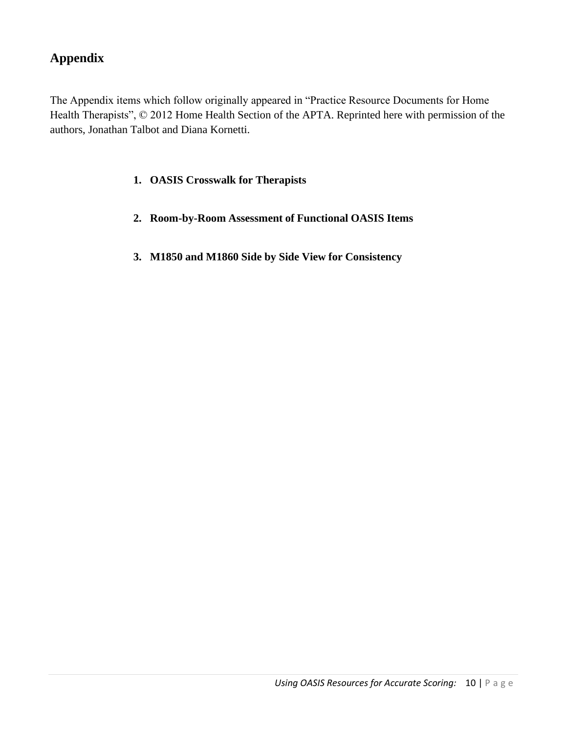## Appendix

The Appendix items which follow originally appeared in "Practice Resource Documents for Home Health Therapists", © 2012 Home Health Section of the APTA. Reprinted here with permission of the authors, Jonathan Talbot and Diana Kornetti.

1. **OASIS Crosswalk for Therapists**
2. **Room-by-Room Assessment of Functional OASIS Items**
3. **M1850 and M1860 Side by Side View for Consistency**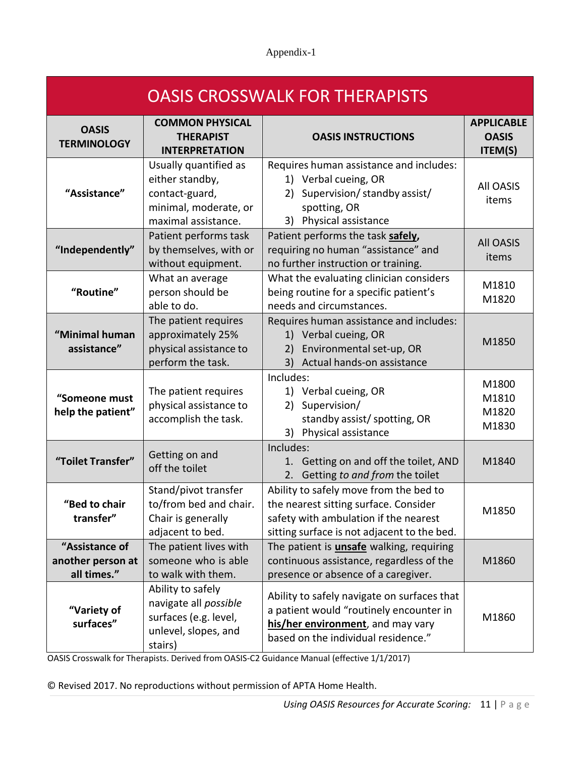Appendix-1

# OASIS CROSSWALK FOR THERAPISTS

| OASIS TERMINOLOGY | COMMON PHYSICAL THERAPIST INTERPRETATION | OASIS INSTRUCTIONS | APPLICABLE OASIS ITEM(S) |
|---|---|---|---|
| **"Assistance"** | Usually quantified as either standby, contact-guard, minimal, moderate, or maximal assistance. | Requires human assistance and includes: 1) Verbal cueing, OR 2) Supervision/ standby assist/ spotting, OR 3) Physical assistance | All OASIS items |
| **"Independently"** | Patient performs task by themselves, with or without equipment. | Patient performs the task **safely,** requiring no human "assistance" and no further instruction or training. | All OASIS items |
| **"Routine"** | What an average person should be able to do. | What the evaluating clinician considers being routine for a specific patient's needs and circumstances. | M1810 M1820 |
| **"Minimal human assistance"** | The patient requires approximately 25% physical assistance to perform the task. | Requires human assistance and includes: 1) Verbal cueing, OR 2) Environmental set-up, OR 3) Actual hands-on assistance | M1850 |
| **"Someone must help the patient"** | The patient requires physical assistance to accomplish the task. | Includes: 1) Verbal cueing, OR 2) Supervision/ standby assist/ spotting, OR 3) Physical assistance | M1800 M1810 M1820 M1830 |
| **"Toilet Transfer"** | Getting on and off the toilet | Includes: 1. Getting on and off the toilet, AND 2. Getting *to and from* the toilet | M1840 |
| **"Bed to chair transfer"** | Stand/pivot transfer to/from bed and chair. Chair is generally adjacent to bed. | Ability to safely move from the bed to the nearest sitting surface. Consider safety with ambulation if the nearest sitting surface is not adjacent to the bed. | M1850 |
| **"Assistance of another person at all times."** | The patient lives with someone who is able to walk with them. | The patient is **unsafe** walking, requiring continuous assistance, regardless of the presence or absence of a caregiver. | M1860 |
| **"Variety of surfaces"** | Ability to safely navigate all *possible* surfaces (e.g. level, unlevel, slopes, and stairs) | Ability to safely navigate on surfaces that a patient would "routinely encounter in **his/her environment**, and may vary based on the individual residence." | M1860 |

OASIS Crosswalk for Therapists. Derived from OASIS-C2 Guidance Manual (effective 1/1/2017)

© Revised 2017. No reproductions without permission of APTA Home Health.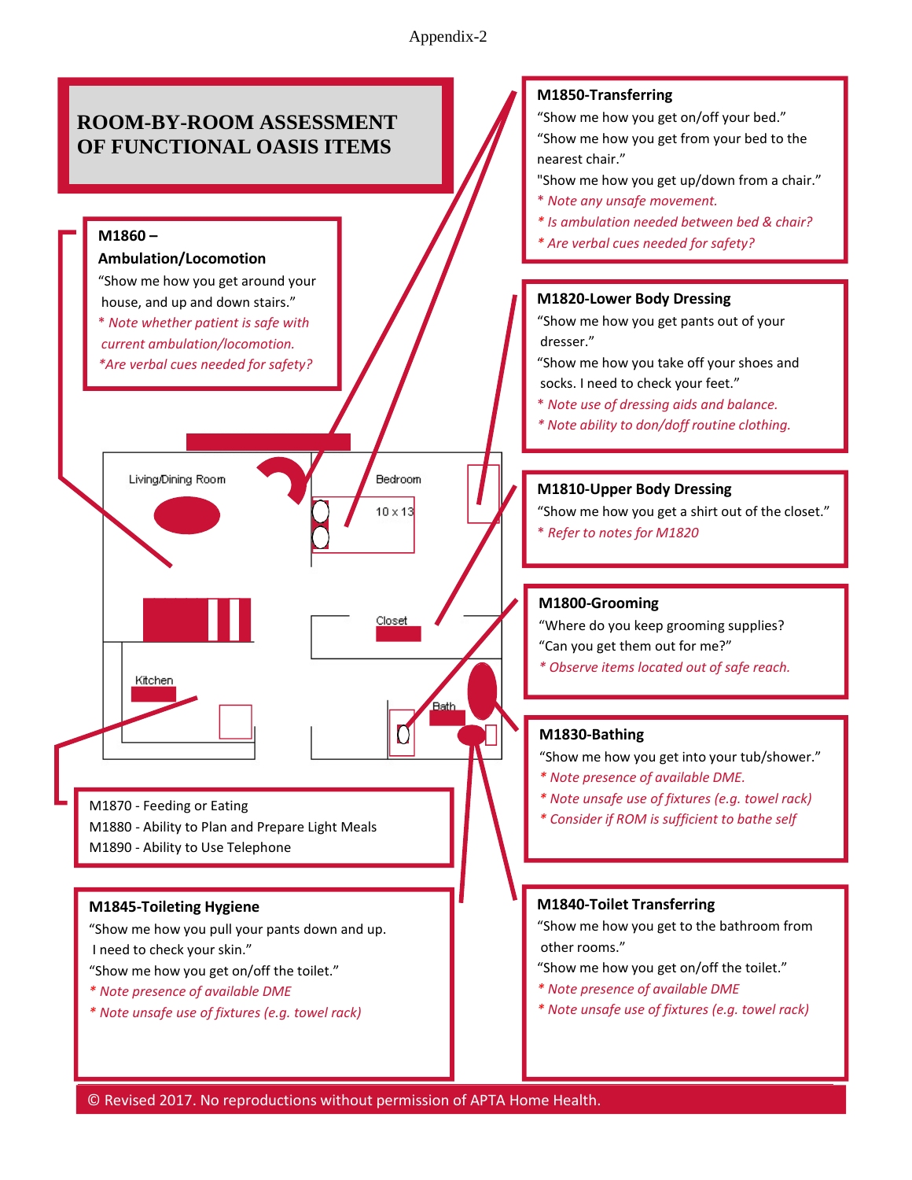Appendix-2

# ROOM-BY-ROOM ASSESSMENT OF FUNCTIONAL OASIS ITEMS

### M1860 – Ambulation/Locomotion

"Show me how you get around your house, and up and down stairs."

*\* Note whether patient is safe with current ambulation/locomotion.*

*\*Are verbal cues needed for safety?*

### M1850-Transferring

"Show me how you get on/off your bed."

"Show me how you get from your bed to the nearest chair."

"Show me how you get up/down from a chair."

*\* Note any unsafe movement.*

*\* Is ambulation needed between bed & chair?*

*\* Are verbal cues needed for safety?*

### M1820-Lower Body Dressing

"Show me how you get pants out of your dresser."

"Show me how you take off your shoes and socks. I need to check your feet."

*\* Note use of dressing aids and balance.*

*\* Note ability to don/doff routine clothing.*

### M1810-Upper Body Dressing

"Show me how you get a shirt out of the closet."

*\* Refer to notes for M1820*

### M1800-Grooming

"Where do you keep grooming supplies?

"Can you get them out for me?"

*\* Observe items located out of safe reach.*

Living/Dining Room

Bedroom

10 x 13

Closet

Kitchen

Bath

### M1830-Bathing

"Show me how you get into your tub/shower."

*\* Note presence of available DME.*

*\* Note unsafe use of fixtures (e.g. towel rack)*

*\* Consider if ROM is sufficient to bathe self*

M1870 - Feeding or Eating

M1880 - Ability to Plan and Prepare Light Meals

M1890 - Ability to Use Telephone

### M1845-Toileting Hygiene

"Show me how you pull your pants down and up. I need to check your skin."

"Show me how you get on/off the toilet."

*\* Note presence of available DME*

*\* Note unsafe use of fixtures (e.g. towel rack)*

### M1840-Toilet Transferring

"Show me how you get to the bathroom from other rooms."

"Show me how you get on/off the toilet."

*\* Note presence of available DME*

*\* Note unsafe use of fixtures (e.g. towel rack)*

© Revised 2017. No reproductions without permission of APTA Home Health.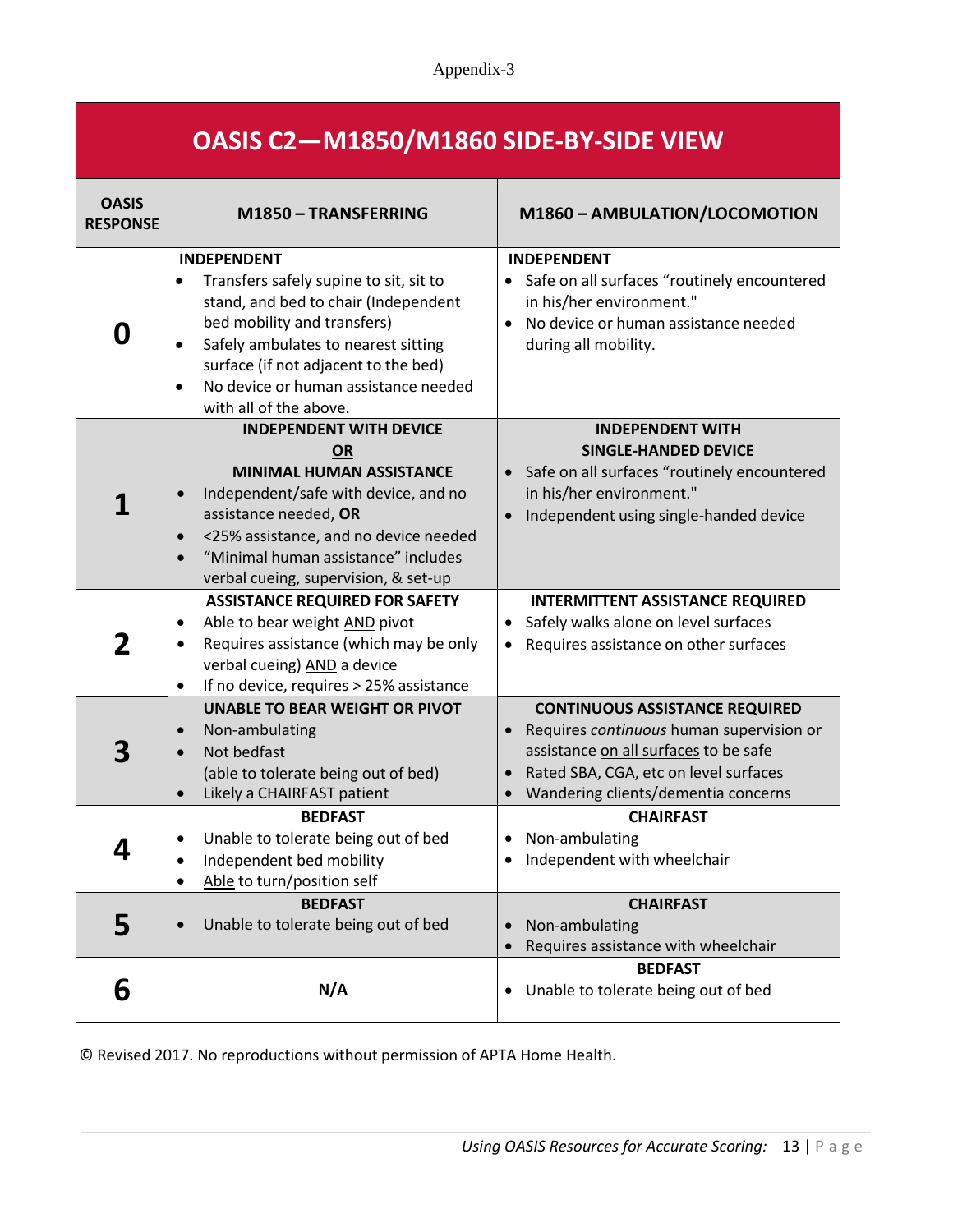Appendix-3

# OASIS C2—M1850/M1860 SIDE-BY-SIDE VIEW

| OASIS RESPONSE | M1850 – TRANSFERRING | M1860 – AMBULATION/LOCOMOTION |
|---|---|---|
| **0** | **INDEPENDENT**<br>• Transfers safely supine to sit, sit to stand, and bed to chair (Independent bed mobility and transfers)<br>• Safely ambulates to nearest sitting surface (if not adjacent to the bed)<br>• No device or human assistance needed with all of the above. | **INDEPENDENT**<br>• Safe on all surfaces "routinely encountered in his/her environment."<br>• No device or human assistance needed during all mobility. |
| **1** | **INDEPENDENT WITH DEVICE**<br>**OR**<br>**MINIMAL HUMAN ASSISTANCE**<br>• Independent/safe with device, and no assistance needed, **OR**<br>• <25% assistance, and no device needed<br>• "Minimal human assistance" includes verbal cueing, supervision, & set-up | **INDEPENDENT WITH SINGLE-HANDED DEVICE**<br>• Safe on all surfaces "routinely encountered in his/her environment."<br>• Independent using single-handed device |
| **2** | **ASSISTANCE REQUIRED FOR SAFETY**<br>• Able to bear weight AND pivot<br>• Requires assistance (which may be only verbal cueing) AND a device<br>• If no device, requires > 25% assistance | **INTERMITTENT ASSISTANCE REQUIRED**<br>• Safely walks alone on level surfaces<br>• Requires assistance on other surfaces |
| **3** | **UNABLE TO BEAR WEIGHT OR PIVOT**<br>• Non-ambulating<br>• Not bedfast (able to tolerate being out of bed)<br>• Likely a CHAIRFAST patient | **CONTINUOUS ASSISTANCE REQUIRED**<br>• Requires *continuous* human supervision or assistance on all surfaces to be safe<br>• Rated SBA, CGA, etc on level surfaces<br>• Wandering clients/dementia concerns |
| **4** | **BEDFAST**<br>• Unable to tolerate being out of bed<br>• Independent bed mobility<br>• Able to turn/position self | **CHAIRFAST**<br>• Non-ambulating<br>• Independent with wheelchair |
| **5** | **BEDFAST**<br>• Unable to tolerate being out of bed | **CHAIRFAST**<br>• Non-ambulating<br>• Requires assistance with wheelchair |
| **6** | **N/A** | **BEDFAST**<br>• Unable to tolerate being out of bed |

© Revised 2017. No reproductions without permission of APTA Home Health.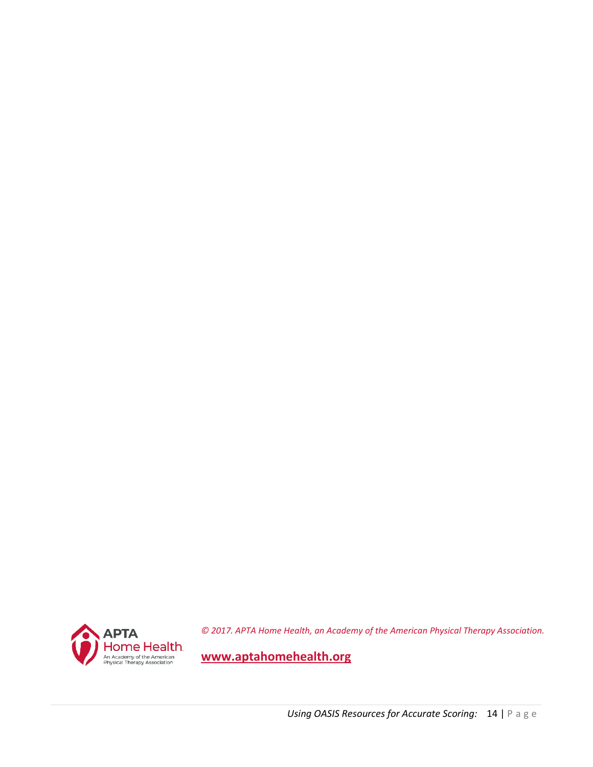*© 2017. APTA Home Health, an Academy of the American Physical Therapy Association.*

**www.aptahomehealth.org**